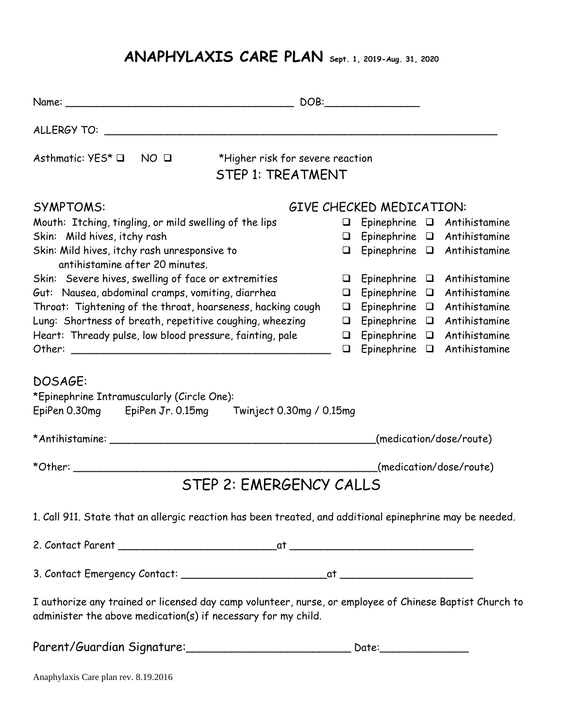# ANAPHYLAXIS CARE PLAN Sept. 1, 2019-Aug. 31, 2020

Name: ___________________________________ DOB:_______________

ALLERGY TO: ____________________________________________________________

Asthmatic: YES* ❑ NO ❑ *Higher risk for severe reaction

## STEP 1: TREATMENT

| SYMPTOMS: | GIVE CHECKED MEDICATION: | |
|---|---|---|
| Mouth: Itching, tingling, or mild swelling of the lips | ❑ Epinephrine | ❑ Antihistamine |
| Skin: Mild hives, itchy rash | ❑ Epinephrine | ❑ Antihistamine |
| Skin: Mild hives, itchy rash unresponsive to antihistamine after 20 minutes. | ❑ Epinephrine | ❑ Antihistamine |
| Skin: Severe hives, swelling of face or extremities | ❑ Epinephrine | ❑ Antihistamine |
| Gut: Nausea, abdominal cramps, vomiting, diarrhea | ❑ Epinephrine | ❑ Antihistamine |
| Throat: Tightening of the throat, hoarseness, hacking cough | ❑ Epinephrine | ❑ Antihistamine |
| Lung: Shortness of breath, repetitive coughing, wheezing | ❑ Epinephrine | ❑ Antihistamine |
| Heart: Thready pulse, low blood pressure, fainting, pale | ❑ Epinephrine | ❑ Antihistamine |
| Other: ________________________________________ | ❑ Epinephrine | ❑ Antihistamine |

DOSAGE:

*Epinephrine Intramuscularly (Circle One):

EpiPen 0.30mg EpiPen Jr. 0.15mg Twinject 0.30mg / 0.15mg

*Antihistamine: ___________________________________________(medication/dose/route)

*Other: ________________________________________________(medication/dose/route)

## STEP 2: EMERGENCY CALLS

1. Call 911. State that an allergic reaction has been treated, and additional epinephrine may be needed.

2. Contact Parent _________________________at ____________________________

3. Contact Emergency Contact: _______________________at _____________________

I authorize any trained or licensed day camp volunteer, nurse, or employee of Chinese Baptist Church to administer the above medication(s) if necessary for my child.

Parent/Guardian Signature:________________________ Date:_____________

Anaphylaxis Care plan rev. 8.19.2016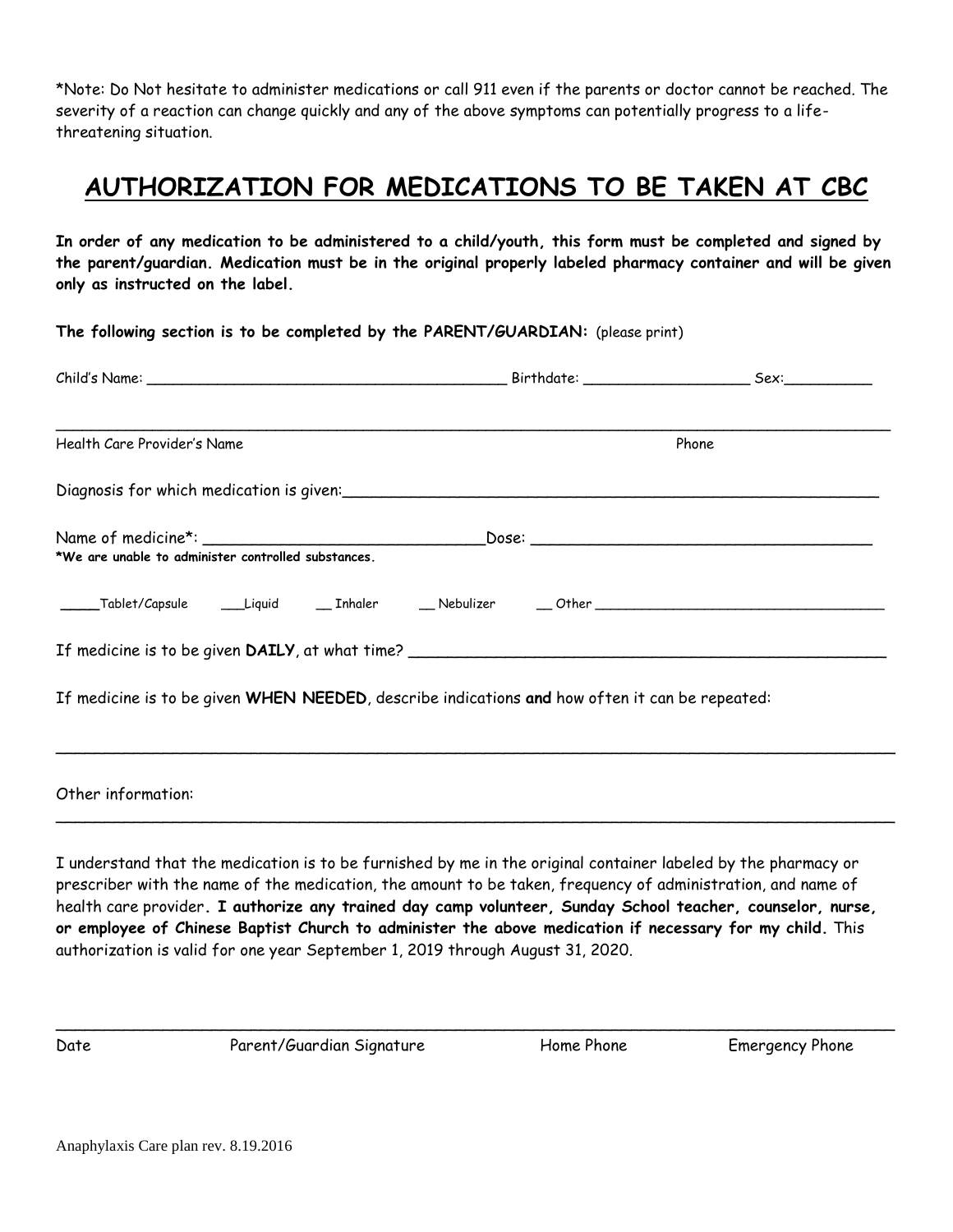*Note: Do Not hesitate to administer medications or call 911 even if the parents or doctor cannot be reached. The severity of a reaction can change quickly and any of the above symptoms can potentially progress to a life-threatening situation.

# AUTHORIZATION FOR MEDICATIONS TO BE TAKEN AT CBC

**In order of any medication to be administered to a child/youth, this form must be completed and signed by the parent/guardian. Medication must be in the original properly labeled pharmacy container and will be given only as instructed on the label.**

**The following section is to be completed by the PARENT/GUARDIAN:** (please print)

Child's Name: ________________________________________ Birthdate: __________________ Sex:__________

_____________________________________________________________________________________

Health Care Provider's Name Phone

Diagnosis for which medication is given:___________________________________________________________

Name of medicine*: ______________________________Dose: ____________________________________

***We are unable to administer controlled substances.**

_____Tablet/Capsule ___Liquid __ Inhaler __ Nebulizer __ Other __________________________________

If medicine is to be given **DAILY**, at what time? ____________________________________________________

If medicine is to be given **WHEN NEEDED**, describe indications **and** how often it can be repeated:

_____________________________________________________________________________________

Other information:

_____________________________________________________________________________________

I understand that the medication is to be furnished by me in the original container labeled by the pharmacy or prescriber with the name of the medication, the amount to be taken, frequency of administration, and name of health care provider**. I authorize any trained day camp volunteer, Sunday School teacher, counselor, nurse, or employee of Chinese Baptist Church to administer the above medication if necessary for my child.** This authorization is valid for one year September 1, 2019 through August 31, 2020.

_____________________________________________________________________________________

Date Parent/Guardian Signature Home Phone Emergency Phone

Anaphylaxis Care plan rev. 8.19.2016